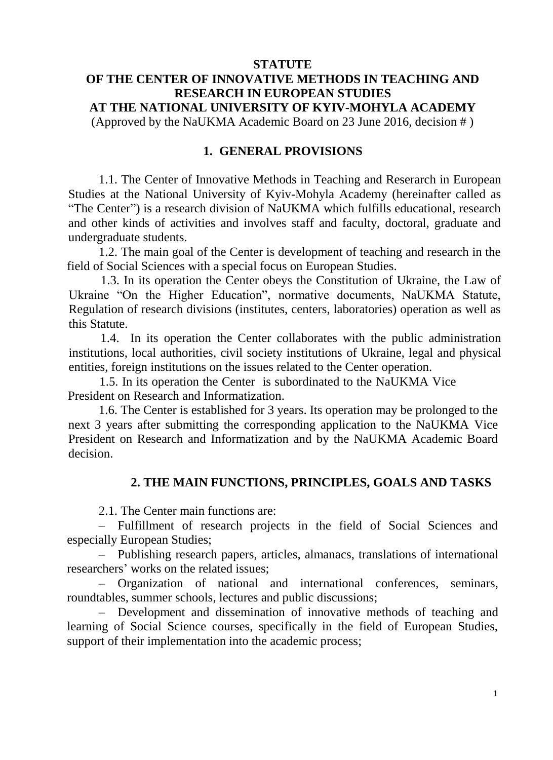# STATUTE

# OF THE CENTER OF INNOVATIVE METHODS IN TEACHING AND RESEARCH IN EUROPEAN STUDIES

# AT THE NATIONAL UNIVERSITY OF KYIV-MOHYLA ACADEMY

(Approved by the NaUKMA Academic Board on 23 June 2016, decision # )

## 1. GENERAL PROVISIONS

1.1. The Center of Innovative Methods in Teaching and Reserarch in European Studies at the National University of Kyiv-Mohyla Academy (hereinafter called as "The Center") is a research division of NaUKMA which fulfills educational, research and other kinds of activities and involves staff and faculty, doctoral, graduate and undergraduate students.

1.2. The main goal of the Center is development of teaching and research in the field of Social Sciences with a special focus on European Studies.

1.3. In its operation the Center obeys the Constitution of Ukraine, the Law of Ukraine "On the Higher Education", normative documents, NaUKMA Statute, Regulation of research divisions (institutes, centers, laboratories) operation as well as this Statute.

1.4. In its operation the Center collaborates with the public administration institutions, local authorities, civil society institutions of Ukraine, legal and physical entities, foreign institutions on the issues related to the Center operation.

1.5. In its operation the Center is subordinated to the NaUKMA Vice President on Research and Informatization.

1.6. The Center is established for 3 years. Its operation may be prolonged to the next 3 years after submitting the corresponding application to the NaUKMA Vice President on Research and Informatization and by the NaUKMA Academic Board decision.

## 2. THE MAIN FUNCTIONS, PRINCIPLES, GOALS AND TASKS

2.1. The Center main functions are:

– Fulfillment of research projects in the field of Social Sciences and especially European Studies;

– Publishing research papers, articles, almanacs, translations of international researchers' works on the related issues;

– Organization of national and international conferences, seminars, roundtables, summer schools, lectures and public discussions;

– Development and dissemination of innovative methods of teaching and learning of Social Science courses, specifically in the field of European Studies, support of their implementation into the academic process;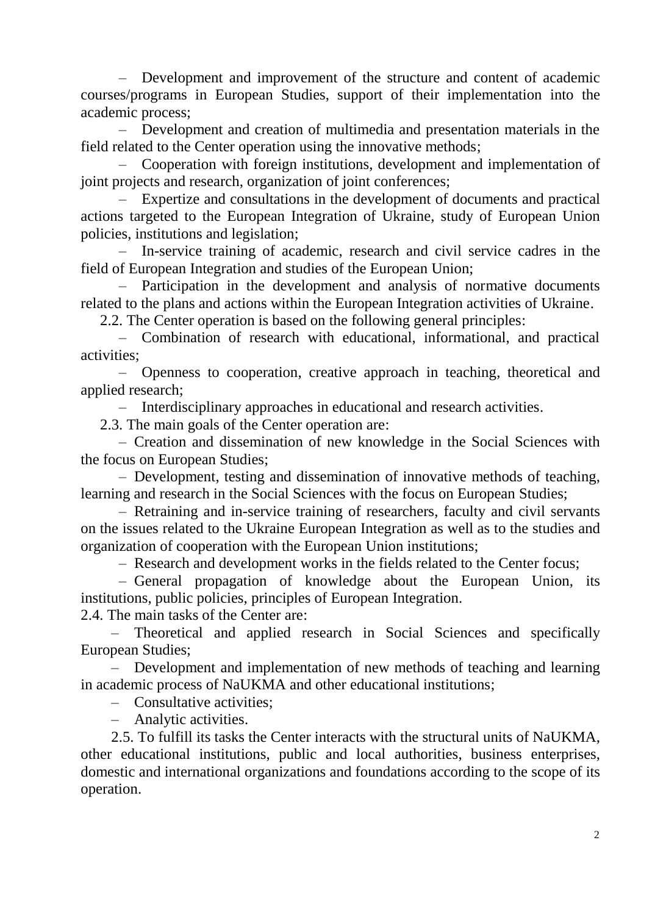– Development and improvement of the structure and content of academic courses/programs in European Studies, support of their implementation into the academic process;

– Development and creation of multimedia and presentation materials in the field related to the Center operation using the innovative methods;

– Cooperation with foreign institutions, development and implementation of joint projects and research, organization of joint conferences;

– Expertize and consultations in the development of documents and practical actions targeted to the European Integration of Ukraine, study of European Union policies, institutions and legislation;

– In-service training of academic, research and civil service cadres in the field of European Integration and studies of the European Union;

– Participation in the development and analysis of normative documents related to the plans and actions within the European Integration activities of Ukraine.

2.2. The Center operation is based on the following general principles:

– Combination of research with educational, informational, and practical activities;

– Openness to cooperation, creative approach in teaching, theoretical and applied research;

– Interdisciplinary approaches in educational and research activities.

2.3. The main goals of the Center operation are:

– Creation and dissemination of new knowledge in the Social Sciences with the focus on European Studies;

– Development, testing and dissemination of innovative methods of teaching, learning and research in the Social Sciences with the focus on European Studies;

– Retraining and in-service training of researchers, faculty and civil servants on the issues related to the Ukraine European Integration as well as to the studies and organization of cooperation with the European Union institutions;

– Research and development works in the fields related to the Center focus;

– General propagation of knowledge about the European Union, its institutions, public policies, principles of European Integration.

2.4. The main tasks of the Center are:

– Theoretical and applied research in Social Sciences and specifically European Studies;

– Development and implementation of new methods of teaching and learning in academic process of NaUKMA and other educational institutions;

– Consultative activities;

– Analytic activities.

2.5. To fulfill its tasks the Center interacts with the structural units of NaUKMA, other educational institutions, public and local authorities, business enterprises, domestic and international organizations and foundations according to the scope of its operation.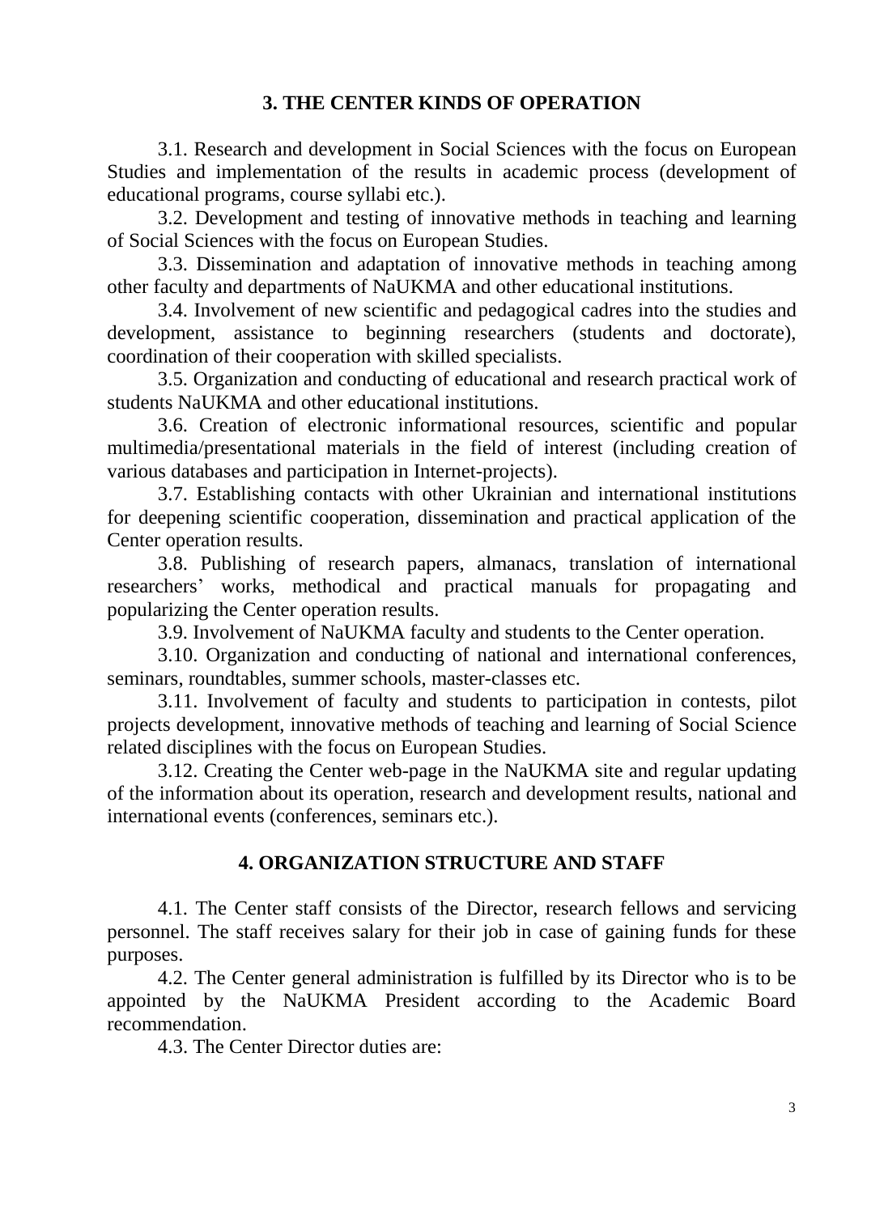## 3. THE CENTER KINDS OF OPERATION

3.1. Research and development in Social Sciences with the focus on European Studies and implementation of the results in academic process (development of educational programs, course syllabi etc.).

3.2. Development and testing of innovative methods in teaching and learning of Social Sciences with the focus on European Studies.

3.3. Dissemination and adaptation of innovative methods in teaching among other faculty and departments of NaUKMA and other educational institutions.

3.4. Involvement of new scientific and pedagogical cadres into the studies and development, assistance to beginning researchers (students and doctorate), coordination of their cooperation with skilled specialists.

3.5. Organization and conducting of educational and research practical work of students NaUKMA and other educational institutions.

3.6. Creation of electronic informational resources, scientific and popular multimedia/presentational materials in the field of interest (including creation of various databases and participation in Internet-projects).

3.7. Establishing contacts with other Ukrainian and international institutions for deepening scientific cooperation, dissemination and practical application of the Center operation results.

3.8. Publishing of research papers, almanacs, translation of international researchers' works, methodical and practical manuals for propagating and popularizing the Center operation results.

3.9. Involvement of NaUKMA faculty and students to the Center operation.

3.10. Organization and conducting of national and international conferences, seminars, roundtables, summer schools, master-classes etc.

3.11. Involvement of faculty and students to participation in contests, pilot projects development, innovative methods of teaching and learning of Social Science related disciplines with the focus on European Studies.

3.12. Creating the Center web-page in the NaUKMA site and regular updating of the information about its operation, research and development results, national and international events (conferences, seminars etc.).

## 4. ORGANIZATION STRUCTURE AND STAFF

4.1. The Center staff consists of the Director, research fellows and servicing personnel. The staff receives salary for their job in case of gaining funds for these purposes.

4.2. The Center general administration is fulfilled by its Director who is to be appointed by the NaUKMA President according to the Academic Board recommendation.

4.3. The Center Director duties are: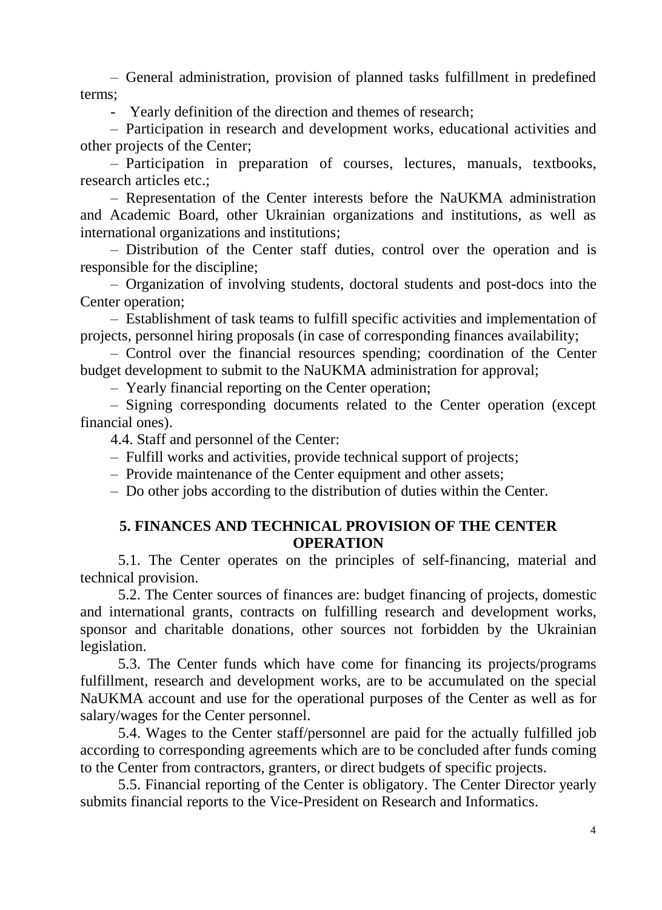– General administration, provision of planned tasks fulfillment in predefined terms;

- Yearly definition of the direction and themes of research;

– Participation in research and development works, educational activities and other projects of the Center;

– Participation in preparation of courses, lectures, manuals, textbooks, research articles etc.;

– Representation of the Center interests before the NaUKMA administration and Academic Board, other Ukrainian organizations and institutions, as well as international organizations and institutions;

– Distribution of the Center staff duties, control over the operation and is responsible for the discipline;

– Organization of involving students, doctoral students and post-docs into the Center operation;

– Establishment of task teams to fulfill specific activities and implementation of projects, personnel hiring proposals (in case of corresponding finances availability;

– Control over the financial resources spending; coordination of the Center budget development to submit to the NaUKMA administration for approval;

– Yearly financial reporting on the Center operation;

– Signing corresponding documents related to the Center operation (except financial ones).

4.4. Staff and personnel of the Center:

– Fulfill works and activities, provide technical support of projects;

– Provide maintenance of the Center equipment and other assets;

– Do other jobs according to the distribution of duties within the Center.

## 5. FINANCES AND TECHNICAL PROVISION OF THE CENTER OPERATION

5.1. The Center operates on the principles of self-financing, material and technical provision.

5.2. The Center sources of finances are: budget financing of projects, domestic and international grants, contracts on fulfilling research and development works, sponsor and charitable donations, other sources not forbidden by the Ukrainian legislation.

5.3. The Center funds which have come for financing its projects/programs fulfillment, research and development works, are to be accumulated on the special NaUKMA account and use for the operational purposes of the Center as well as for salary/wages for the Center personnel.

5.4. Wages to the Center staff/personnel are paid for the actually fulfilled job according to corresponding agreements which are to be concluded after funds coming to the Center from contractors, granters, or direct budgets of specific projects.

5.5. Financial reporting of the Center is obligatory. The Center Director yearly submits financial reports to the Vice-President on Research and Informatics.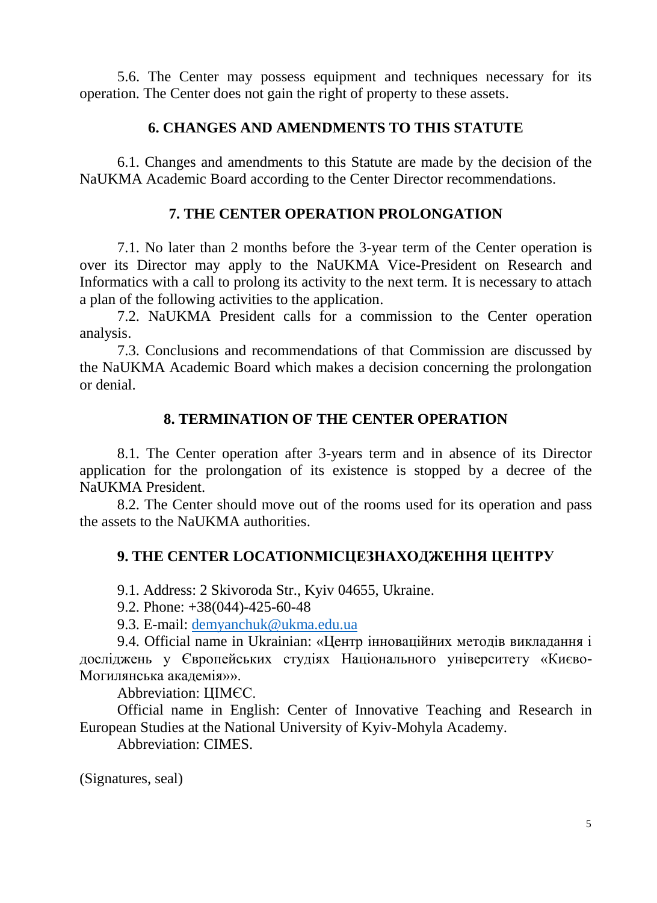5.6. The Center may possess equipment and techniques necessary for its operation. The Center does not gain the right of property to these assets.

## 6. CHANGES AND AMENDMENTS TO THIS STATUTE

6.1. Changes and amendments to this Statute are made by the decision of the NaUKMA Academic Board according to the Center Director recommendations.

## 7. THE CENTER OPERATION PROLONGATION

7.1. No later than 2 months before the 3-year term of the Center operation is over its Director may apply to the NaUKMA Vice-President on Research and Informatics with a call to prolong its activity to the next term. It is necessary to attach a plan of the following activities to the application.

7.2. NaUKMA President calls for a commission to the Center operation analysis.

7.3. Conclusions and recommendations of that Commission are discussed by the NaUKMA Academic Board which makes a decision concerning the prolongation or denial.

## 8. TERMINATION OF THE CENTER OPERATION

8.1. The Center operation after 3-years term and in absence of its Director application for the prolongation of its existence is stopped by a decree of the NaUKMA President.

8.2. The Center should move out of the rooms used for its operation and pass the assets to the NaUKMA authorities.

## 9. THE CENTER LOCATIONМІСЦЕЗНАХОДЖЕННЯ ЦЕНТРУ

9.1. Address: 2 Skivoroda Str., Kyiv 04655, Ukraine.

9.2. Phone: +38(044)-425-60-48

9.3. E-mail: demyanchuk@ukma.edu.ua

9.4. Official name in Ukrainian: «Центр інноваційних методів викладання і досліджень у Європейських студіях Національного університету «Києво-Могилянська академія»».

Abbreviation: ЦІМЄС.

Official name in English: Center of Innovative Teaching and Research in European Studies at the National University of Kyiv-Mohyla Academy.

Abbreviation: CIMES.

(Signatures, seal)